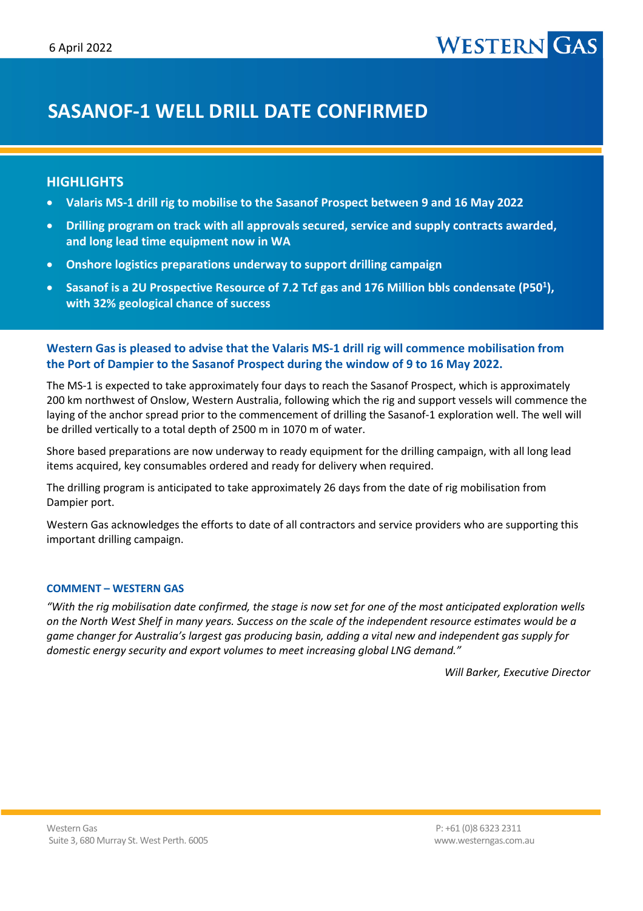6 April 2022

# SASANOF-1 WELL DRILL DATE CONFIRMED

## HIGHLIGHTS

- **Valaris MS-1 drill rig to mobilise to the Sasanof Prospect between 9 and 16 May 2022**
- **Drilling program on track with all approvals secured, service and supply contracts awarded, and long lead time equipment now in WA**
- **Onshore logistics preparations underway to support drilling campaign**
- **Sasanof is a 2U Prospective Resource of 7.2 Tcf gas and 176 Million bbls condensate (P50[1]), with 32% geological chance of success**

**Western Gas is pleased to advise that the Valaris MS-1 drill rig will commence mobilisation from the Port of Dampier to the Sasanof Prospect during the window of 9 to 16 May 2022.**

The MS-1 is expected to take approximately four days to reach the Sasanof Prospect, which is approximately 200 km northwest of Onslow, Western Australia, following which the rig and support vessels will commence the laying of the anchor spread prior to the commencement of drilling the Sasanof-1 exploration well. The well will be drilled vertically to a total depth of 2500 m in 1070 m of water.

Shore based preparations are now underway to ready equipment for the drilling campaign, with all long lead items acquired, key consumables ordered and ready for delivery when required.

The drilling program is anticipated to take approximately 26 days from the date of rig mobilisation from Dampier port.

Western Gas acknowledges the efforts to date of all contractors and service providers who are supporting this important drilling campaign.

### COMMENT – WESTERN GAS

*"With the rig mobilisation date confirmed, the stage is now set for one of the most anticipated exploration wells on the North West Shelf in many years. Success on the scale of the independent resource estimates would be a game changer for Australia's largest gas producing basin, adding a vital new and independent gas supply for domestic energy security and export volumes to meet increasing global LNG demand."*

*Will Barker, Executive Director*

Western Gas
Suite 3, 680 Murray St. West Perth. 6005

P: +61 (0)8 6323 2311
www.westerngas.com.au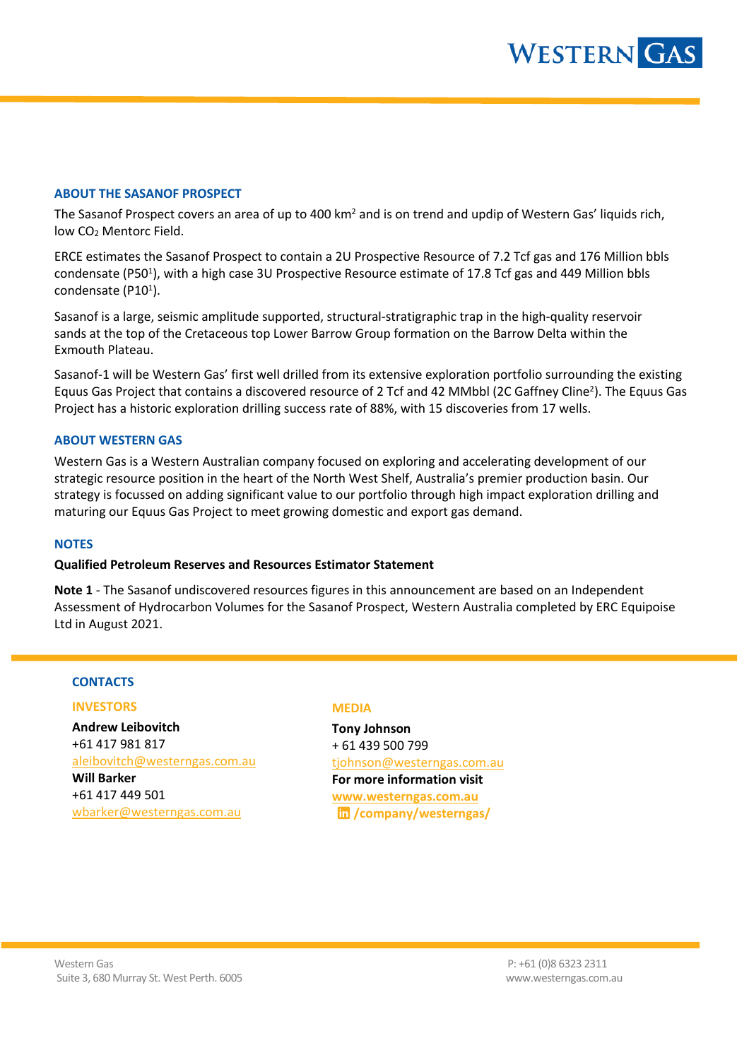## ABOUT THE SASANOF PROSPECT

The Sasanof Prospect covers an area of up to 400 $km^2$ and is on trend and updip of Western Gas' liquids rich, low $CO_2$ Mentorc Field.

ERCE estimates the Sasanof Prospect to contain a 2U Prospective Resource of 7.2 Tcf gas and 176 Million bbls condensate (P50[1]), with a high case 3U Prospective Resource estimate of 17.8 Tcf gas and 449 Million bbls condensate (P10[1]).

Sasanof is a large, seismic amplitude supported, structural-stratigraphic trap in the high-quality reservoir sands at the top of the Cretaceous top Lower Barrow Group formation on the Barrow Delta within the Exmouth Plateau.

Sasanof-1 will be Western Gas' first well drilled from its extensive exploration portfolio surrounding the existing Equus Gas Project that contains a discovered resource of 2 Tcf and 42 MMbbl (2C Gaffney Cline[2]). The Equus Gas Project has a historic exploration drilling success rate of 88%, with 15 discoveries from 17 wells.

## ABOUT WESTERN GAS

Western Gas is a Western Australian company focused on exploring and accelerating development of our strategic resource position in the heart of the North West Shelf, Australia's premier production basin. Our strategy is focussed on adding significant value to our portfolio through high impact exploration drilling and maturing our Equus Gas Project to meet growing domestic and export gas demand.

## NOTES

**Qualified Petroleum Reserves and Resources Estimator Statement**

**Note 1** - The Sasanof undiscovered resources figures in this announcement are based on an Independent Assessment of Hydrocarbon Volumes for the Sasanof Prospect, Western Australia completed by ERC Equipoise Ltd in August 2021.

## CONTACTS

### INVESTORS

**Andrew Leibovitch**
+61 417 981 817
aleibovitch@westerngas.com.au

**Will Barker**
+61 417 449 501
wbarker@westerngas.com.au

### MEDIA

**Tony Johnson**
+ 61 439 500 799
tjohnson@westerngas.com.au

**For more information visit**
www.westerngas.com.au
/company/westerngas/